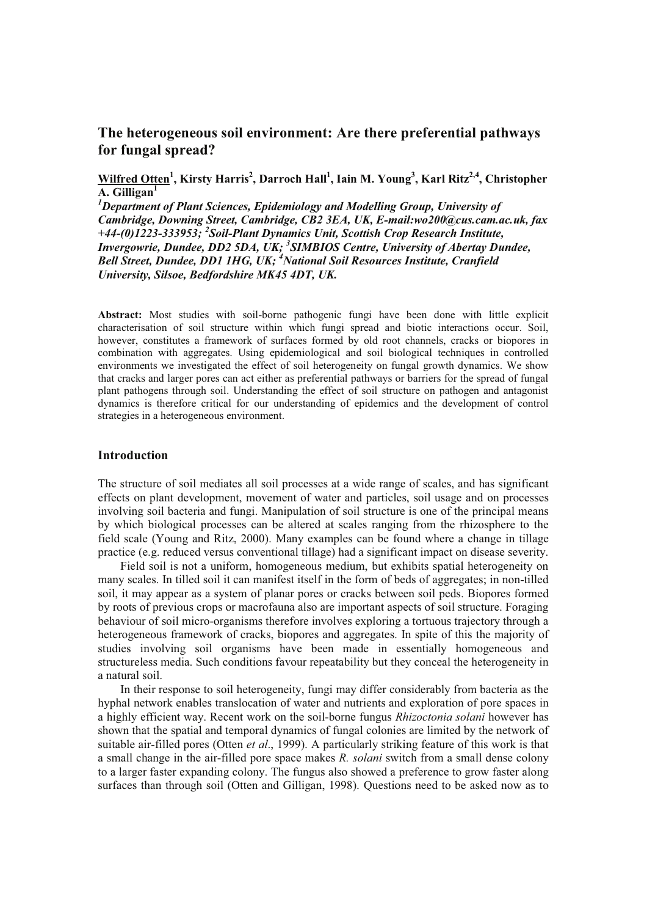# The heterogeneous soil environment: Are there preferential pathways for fungal spread?

**Wilfred Otten[1], Kirsty Harris[2], Darroch Hall[1], Iain M. Young[3], Karl Ritz[2,4], Christopher A. Gilligan[1]**

***[1]Department of Plant Sciences, Epidemiology and Modelling Group, University of Cambridge, Downing Street, Cambridge, CB2 3EA, UK, E-mail:wo200@cus.cam.ac.uk, fax +44-(0)1223-333953; [2]Soil-Plant Dynamics Unit, Scottish Crop Research Institute, Invergowrie, Dundee, DD2 5DA, UK; [3]SIMBIOS Centre, University of Abertay Dundee, Bell Street, Dundee, DD1 1HG, UK; [4]National Soil Resources Institute, Cranfield University, Silsoe, Bedfordshire MK45 4DT, UK.***

**Abstract:** Most studies with soil-borne pathogenic fungi have been done with little explicit characterisation of soil structure within which fungi spread and biotic interactions occur. Soil, however, constitutes a framework of surfaces formed by old root channels, cracks or biopores in combination with aggregates. Using epidemiological and soil biological techniques in controlled environments we investigated the effect of soil heterogeneity on fungal growth dynamics. We show that cracks and larger pores can act either as preferential pathways or barriers for the spread of fungal plant pathogens through soil. Understanding the effect of soil structure on pathogen and antagonist dynamics is therefore critical for our understanding of epidemics and the development of control strategies in a heterogeneous environment.

## Introduction

The structure of soil mediates all soil processes at a wide range of scales, and has significant effects on plant development, movement of water and particles, soil usage and on processes involving soil bacteria and fungi. Manipulation of soil structure is one of the principal means by which biological processes can be altered at scales ranging from the rhizosphere to the field scale (Young and Ritz, 2000). Many examples can be found where a change in tillage practice (e.g. reduced versus conventional tillage) had a significant impact on disease severity.

Field soil is not a uniform, homogeneous medium, but exhibits spatial heterogeneity on many scales. In tilled soil it can manifest itself in the form of beds of aggregates; in non-tilled soil, it may appear as a system of planar pores or cracks between soil peds. Biopores formed by roots of previous crops or macrofauna also are important aspects of soil structure. Foraging behaviour of soil micro-organisms therefore involves exploring a tortuous trajectory through a heterogeneous framework of cracks, biopores and aggregates. In spite of this the majority of studies involving soil organisms have been made in essentially homogeneous and structureless media. Such conditions favour repeatability but they conceal the heterogeneity in a natural soil.

In their response to soil heterogeneity, fungi may differ considerably from bacteria as the hyphal network enables translocation of water and nutrients and exploration of pore spaces in a highly efficient way. Recent work on the soil-borne fungus *Rhizoctonia solani* however has shown that the spatial and temporal dynamics of fungal colonies are limited by the network of suitable air-filled pores (Otten *et al*., 1999). A particularly striking feature of this work is that a small change in the air-filled pore space makes *R. solani* switch from a small dense colony to a larger faster expanding colony. The fungus also showed a preference to grow faster along surfaces than through soil (Otten and Gilligan, 1998). Questions need to be asked now as to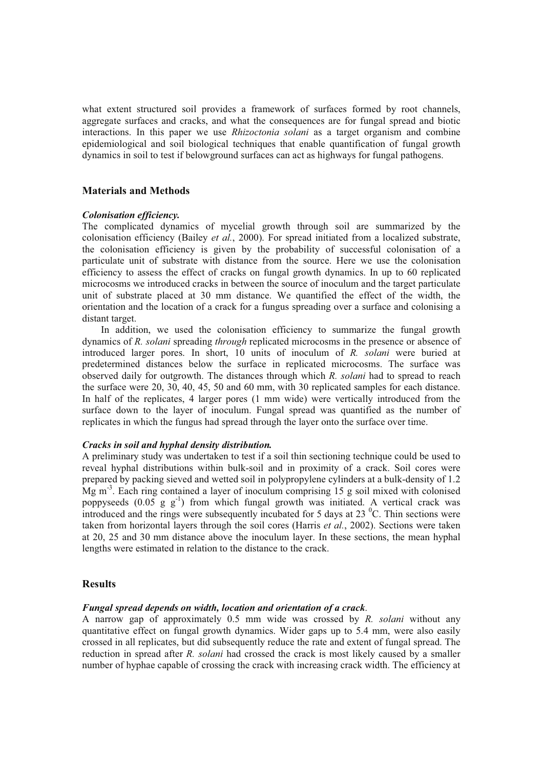what extent structured soil provides a framework of surfaces formed by root channels, aggregate surfaces and cracks, and what the consequences are for fungal spread and biotic interactions. In this paper we use *Rhizoctonia solani* as a target organism and combine epidemiological and soil biological techniques that enable quantification of fungal growth dynamics in soil to test if belowground surfaces can act as highways for fungal pathogens.

## Materials and Methods

### *Colonisation efficiency.*

The complicated dynamics of mycelial growth through soil are summarized by the colonisation efficiency (Bailey *et al.*, 2000). For spread initiated from a localized substrate, the colonisation efficiency is given by the probability of successful colonisation of a particulate unit of substrate with distance from the source. Here we use the colonisation efficiency to assess the effect of cracks on fungal growth dynamics. In up to 60 replicated microcosms we introduced cracks in between the source of inoculum and the target particulate unit of substrate placed at 30 mm distance. We quantified the effect of the width, the orientation and the location of a crack for a fungus spreading over a surface and colonising a distant target.

In addition, we used the colonisation efficiency to summarize the fungal growth dynamics of *R. solani* spreading *through* replicated microcosms in the presence or absence of introduced larger pores. In short, 10 units of inoculum of *R. solani* were buried at predetermined distances below the surface in replicated microcosms. The surface was observed daily for outgrowth. The distances through which *R. solani* had to spread to reach the surface were 20, 30, 40, 45, 50 and 60 mm, with 30 replicated samples for each distance. In half of the replicates, 4 larger pores (1 mm wide) were vertically introduced from the surface down to the layer of inoculum. Fungal spread was quantified as the number of replicates in which the fungus had spread through the layer onto the surface over time.

### *Cracks in soil and hyphal density distribution.*

A preliminary study was undertaken to test if a soil thin sectioning technique could be used to reveal hyphal distributions within bulk-soil and in proximity of a crack. Soil cores were prepared by packing sieved and wetted soil in polypropylene cylinders at a bulk-density of 1.2 Mg $m^{-3}$. Each ring contained a layer of inoculum comprising 15 g soil mixed with colonised poppyseeds (0.05 g $g^{-1}$) from which fungal growth was initiated. A vertical crack was introduced and the rings were subsequently incubated for 5 days at 23 $^{0}$C. Thin sections were taken from horizontal layers through the soil cores (Harris *et al.*, 2002). Sections were taken at 20, 25 and 30 mm distance above the inoculum layer. In these sections, the mean hyphal lengths were estimated in relation to the distance to the crack.

## Results

### *Fungal spread depends on width, location and orientation of a crack*.

A narrow gap of approximately 0.5 mm wide was crossed by *R. solani* without any quantitative effect on fungal growth dynamics. Wider gaps up to 5.4 mm, were also easily crossed in all replicates, but did subsequently reduce the rate and extent of fungal spread. The reduction in spread after *R. solani* had crossed the crack is most likely caused by a smaller number of hyphae capable of crossing the crack with increasing crack width. The efficiency at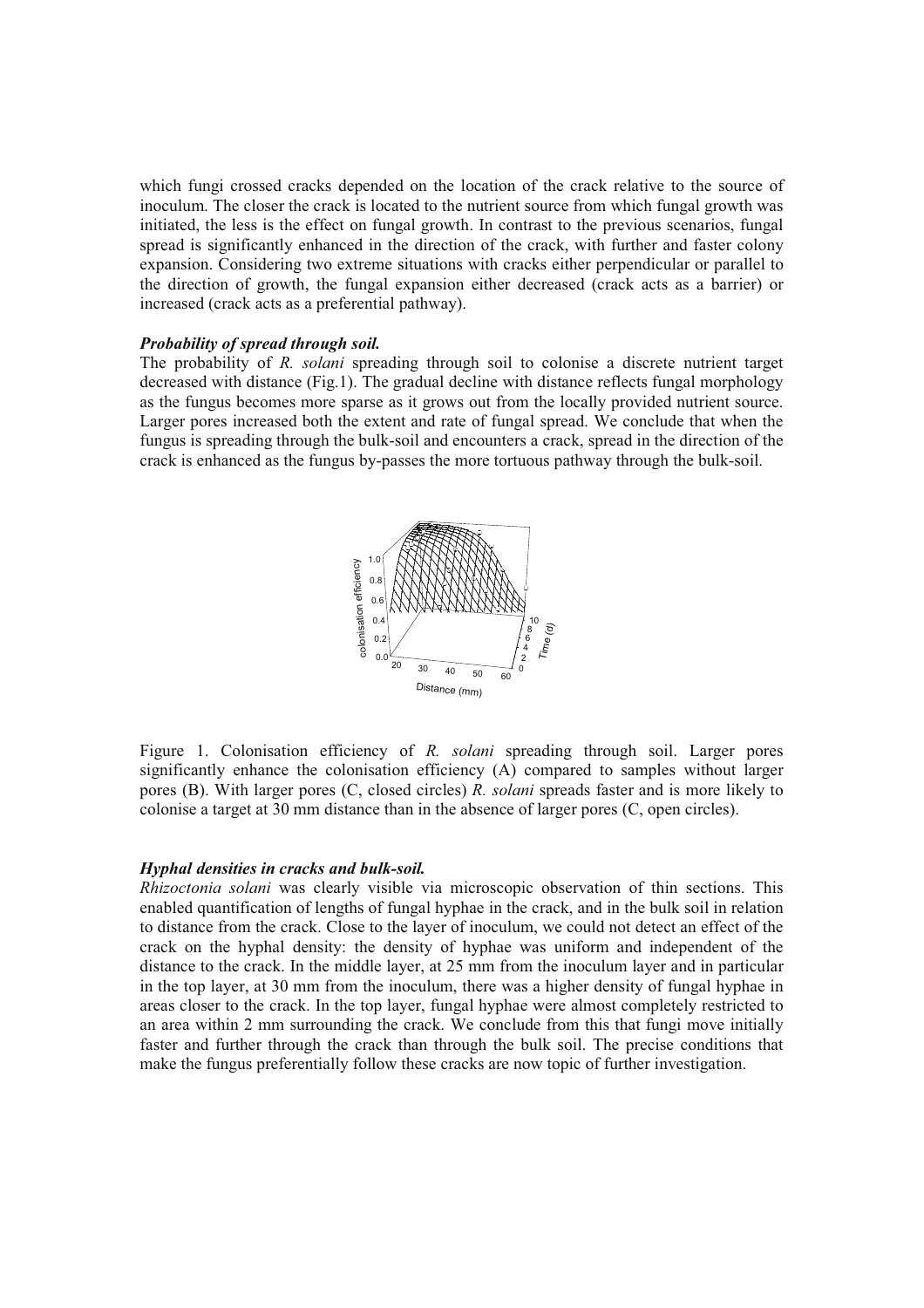which fungi crossed cracks depended on the location of the crack relative to the source of inoculum. The closer the crack is located to the nutrient source from which fungal growth was initiated, the less is the effect on fungal growth. In contrast to the previous scenarios, fungal spread is significantly enhanced in the direction of the crack, with further and faster colony expansion. Considering two extreme situations with cracks either perpendicular or parallel to the direction of growth, the fungal expansion either decreased (crack acts as a barrier) or increased (crack acts as a preferential pathway).

### *Probability of spread through soil.*

The probability of *R. solani* spreading through soil to colonise a discrete nutrient target decreased with distance (Fig.1). The gradual decline with distance reflects fungal morphology as the fungus becomes more sparse as it grows out from the locally provided nutrient source. Larger pores increased both the extent and rate of fungal spread. We conclude that when the fungus is spreading through the bulk-soil and encounters a crack, spread in the direction of the crack is enhanced as the fungus by-passes the more tortuous pathway through the bulk-soil.

Figure 1. Colonisation efficiency of *R. solani* spreading through soil. Larger pores significantly enhance the colonisation efficiency (A) compared to samples without larger pores (B). With larger pores (C, closed circles) *R. solani* spreads faster and is more likely to colonise a target at 30 mm distance than in the absence of larger pores (C, open circles).

### *Hyphal densities in cracks and bulk-soil.*

*Rhizoctonia solani* was clearly visible via microscopic observation of thin sections. This enabled quantification of lengths of fungal hyphae in the crack, and in the bulk soil in relation to distance from the crack. Close to the layer of inoculum, we could not detect an effect of the crack on the hyphal density: the density of hyphae was uniform and independent of the distance to the crack. In the middle layer, at 25 mm from the inoculum layer and in particular in the top layer, at 30 mm from the inoculum, there was a higher density of fungal hyphae in areas closer to the crack. In the top layer, fungal hyphae were almost completely restricted to an area within 2 mm surrounding the crack. We conclude from this that fungi move initially faster and further through the crack than through the bulk soil. The precise conditions that make the fungus preferentially follow these cracks are now topic of further investigation.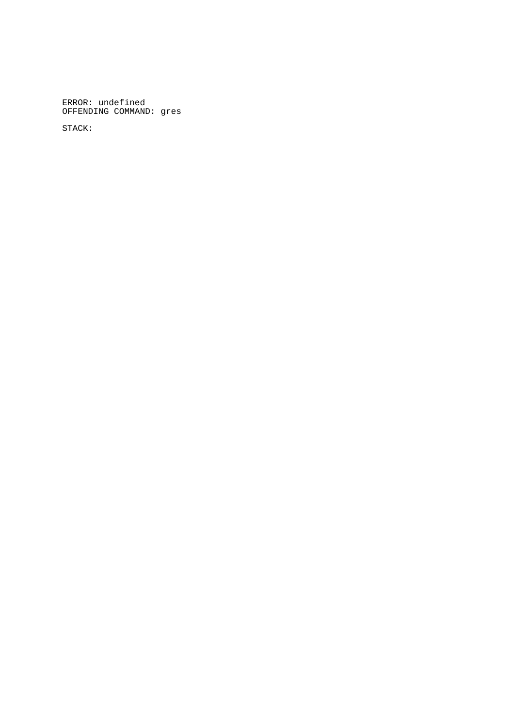ERROR: undefined
OFFENDING COMMAND: gres

STACK: